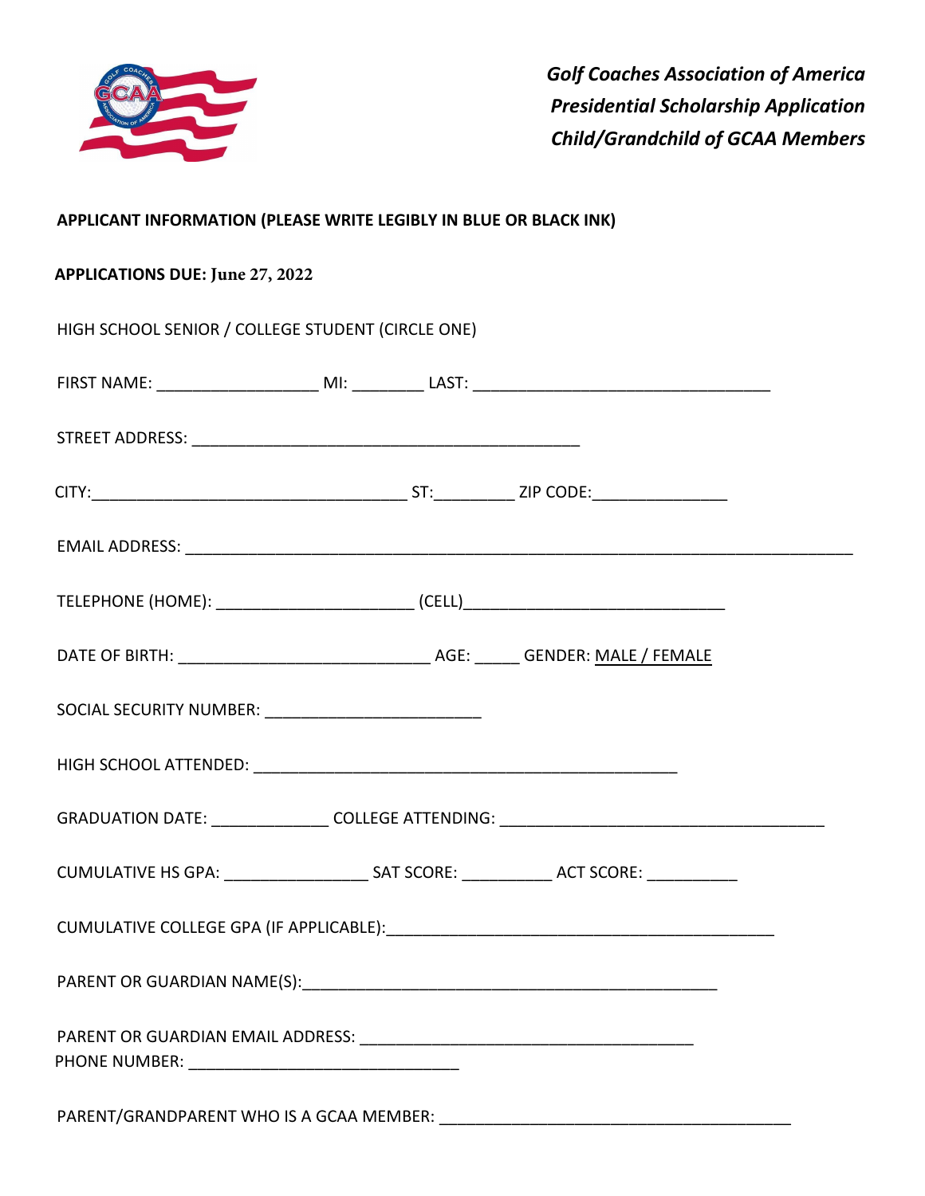***Golf Coaches Association of America***
***Presidential Scholarship Application***
***Child/Grandchild of GCAA Members***

**APPLICANT INFORMATION (PLEASE WRITE LEGIBLY IN BLUE OR BLACK INK)**

**APPLICATIONS DUE: June 27, 2022**

HIGH SCHOOL SENIOR / COLLEGE STUDENT (CIRCLE ONE)

FIRST NAME: __________________ MI: ________ LAST: __________________________________

STREET ADDRESS: ____________________________________________

CITY:____________________________________ ST:_________ ZIP CODE:_______________

EMAIL ADDRESS: ____________________________________________________________________________

TELEPHONE (HOME): ______________________ (CELL)_____________________________

DATE OF BIRTH: ____________________________ AGE: _____ GENDER: MALE / FEMALE

SOCIAL SECURITY NUMBER: ________________________

HIGH SCHOOL ATTENDED: ________________________________________________

GRADUATION DATE: _____________ COLLEGE ATTENDING: _____________________________________

CUMULATIVE HS GPA: ________________ SAT SCORE: __________ ACT SCORE: __________

CUMULATIVE COLLEGE GPA (IF APPLICABLE):____________________________________________

PARENT OR GUARDIAN NAME(S):_______________________________________________

PARENT OR GUARDIAN EMAIL ADDRESS: ______________________________________
PHONE NUMBER: ______________________________

PARENT/GRANDPARENT WHO IS A GCAA MEMBER: ________________________________________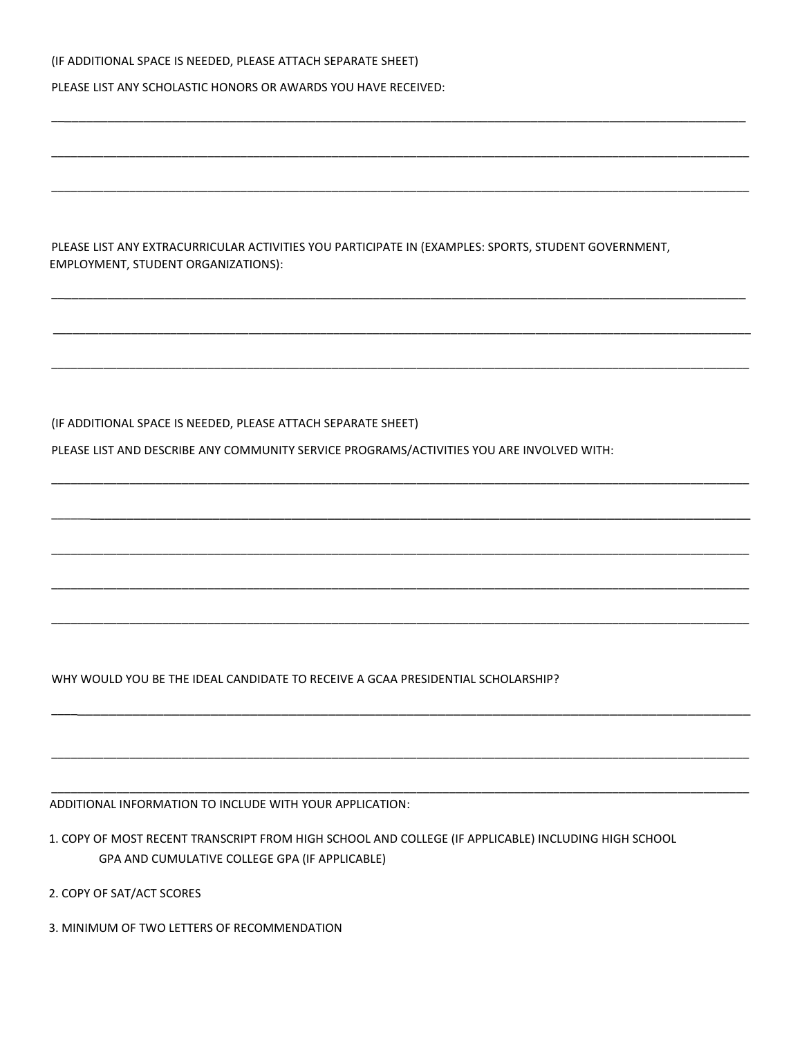(IF ADDITIONAL SPACE IS NEEDED, PLEASE ATTACH SEPARATE SHEET)

PLEASE LIST ANY SCHOLASTIC HONORS OR AWARDS YOU HAVE RECEIVED:

\_\_\_\_\_\_\_\_\_\_\_\_\_\_\_\_\_\_\_\_\_\_\_\_\_\_\_\_\_\_\_\_\_\_\_\_\_\_\_\_\_\_\_\_\_\_\_\_\_\_\_\_\_\_\_\_\_\_\_\_\_\_\_\_\_\_\_\_\_\_\_\_\_\_\_\_\_\_

\_\_\_\_\_\_\_\_\_\_\_\_\_\_\_\_\_\_\_\_\_\_\_\_\_\_\_\_\_\_\_\_\_\_\_\_\_\_\_\_\_\_\_\_\_\_\_\_\_\_\_\_\_\_\_\_\_\_\_\_\_\_\_\_\_\_\_\_\_\_\_\_\_\_\_\_\_\_

\_\_\_\_\_\_\_\_\_\_\_\_\_\_\_\_\_\_\_\_\_\_\_\_\_\_\_\_\_\_\_\_\_\_\_\_\_\_\_\_\_\_\_\_\_\_\_\_\_\_\_\_\_\_\_\_\_\_\_\_\_\_\_\_\_\_\_\_\_\_\_\_\_\_\_\_\_\_

PLEASE LIST ANY EXTRACURRICULAR ACTIVITIES YOU PARTICIPATE IN (EXAMPLES: SPORTS, STUDENT GOVERNMENT, EMPLOYMENT, STUDENT ORGANIZATIONS):

\_\_\_\_\_\_\_\_\_\_\_\_\_\_\_\_\_\_\_\_\_\_\_\_\_\_\_\_\_\_\_\_\_\_\_\_\_\_\_\_\_\_\_\_\_\_\_\_\_\_\_\_\_\_\_\_\_\_\_\_\_\_\_\_\_\_\_\_\_\_\_\_\_\_\_\_\_\_

\_\_\_\_\_\_\_\_\_\_\_\_\_\_\_\_\_\_\_\_\_\_\_\_\_\_\_\_\_\_\_\_\_\_\_\_\_\_\_\_\_\_\_\_\_\_\_\_\_\_\_\_\_\_\_\_\_\_\_\_\_\_\_\_\_\_\_\_\_\_\_\_\_\_\_\_\_\_

\_\_\_\_\_\_\_\_\_\_\_\_\_\_\_\_\_\_\_\_\_\_\_\_\_\_\_\_\_\_\_\_\_\_\_\_\_\_\_\_\_\_\_\_\_\_\_\_\_\_\_\_\_\_\_\_\_\_\_\_\_\_\_\_\_\_\_\_\_\_\_\_\_\_\_\_\_\_

(IF ADDITIONAL SPACE IS NEEDED, PLEASE ATTACH SEPARATE SHEET)

PLEASE LIST AND DESCRIBE ANY COMMUNITY SERVICE PROGRAMS/ACTIVITIES YOU ARE INVOLVED WITH:

\_\_\_\_\_\_\_\_\_\_\_\_\_\_\_\_\_\_\_\_\_\_\_\_\_\_\_\_\_\_\_\_\_\_\_\_\_\_\_\_\_\_\_\_\_\_\_\_\_\_\_\_\_\_\_\_\_\_\_\_\_\_\_\_\_\_\_\_\_\_\_\_\_\_\_\_\_\_

\_\_\_\_\_\_\_\_\_\_\_\_\_\_\_\_\_\_\_\_\_\_\_\_\_\_\_\_\_\_\_\_\_\_\_\_\_\_\_\_\_\_\_\_\_\_\_\_\_\_\_\_\_\_\_\_\_\_\_\_\_\_\_\_\_\_\_\_\_\_\_\_\_\_\_\_\_\_

\_\_\_\_\_\_\_\_\_\_\_\_\_\_\_\_\_\_\_\_\_\_\_\_\_\_\_\_\_\_\_\_\_\_\_\_\_\_\_\_\_\_\_\_\_\_\_\_\_\_\_\_\_\_\_\_\_\_\_\_\_\_\_\_\_\_\_\_\_\_\_\_\_\_\_\_\_\_

\_\_\_\_\_\_\_\_\_\_\_\_\_\_\_\_\_\_\_\_\_\_\_\_\_\_\_\_\_\_\_\_\_\_\_\_\_\_\_\_\_\_\_\_\_\_\_\_\_\_\_\_\_\_\_\_\_\_\_\_\_\_\_\_\_\_\_\_\_\_\_\_\_\_\_\_\_\_

\_\_\_\_\_\_\_\_\_\_\_\_\_\_\_\_\_\_\_\_\_\_\_\_\_\_\_\_\_\_\_\_\_\_\_\_\_\_\_\_\_\_\_\_\_\_\_\_\_\_\_\_\_\_\_\_\_\_\_\_\_\_\_\_\_\_\_\_\_\_\_\_\_\_\_\_\_\_

WHY WOULD YOU BE THE IDEAL CANDIDATE TO RECEIVE A GCAA PRESIDENTIAL SCHOLARSHIP?

\_\_\_\_\_\_\_\_\_\_\_\_\_\_\_\_\_\_\_\_\_\_\_\_\_\_\_\_\_\_\_\_\_\_\_\_\_\_\_\_\_\_\_\_\_\_\_\_\_\_\_\_\_\_\_\_\_\_\_\_\_\_\_\_\_\_\_\_\_\_\_\_\_\_\_\_\_\_

\_\_\_\_\_\_\_\_\_\_\_\_\_\_\_\_\_\_\_\_\_\_\_\_\_\_\_\_\_\_\_\_\_\_\_\_\_\_\_\_\_\_\_\_\_\_\_\_\_\_\_\_\_\_\_\_\_\_\_\_\_\_\_\_\_\_\_\_\_\_\_\_\_\_\_\_\_\_

\_\_\_\_\_\_\_\_\_\_\_\_\_\_\_\_\_\_\_\_\_\_\_\_\_\_\_\_\_\_\_\_\_\_\_\_\_\_\_\_\_\_\_\_\_\_\_\_\_\_\_\_\_\_\_\_\_\_\_\_\_\_\_\_\_\_\_\_\_\_\_\_\_\_\_\_\_\_

ADDITIONAL INFORMATION TO INCLUDE WITH YOUR APPLICATION:

1. COPY OF MOST RECENT TRANSCRIPT FROM HIGH SCHOOL AND COLLEGE (IF APPLICABLE) INCLUDING HIGH SCHOOL GPA AND CUMULATIVE COLLEGE GPA (IF APPLICABLE)
2. COPY OF SAT/ACT SCORES
3. MINIMUM OF TWO LETTERS OF RECOMMENDATION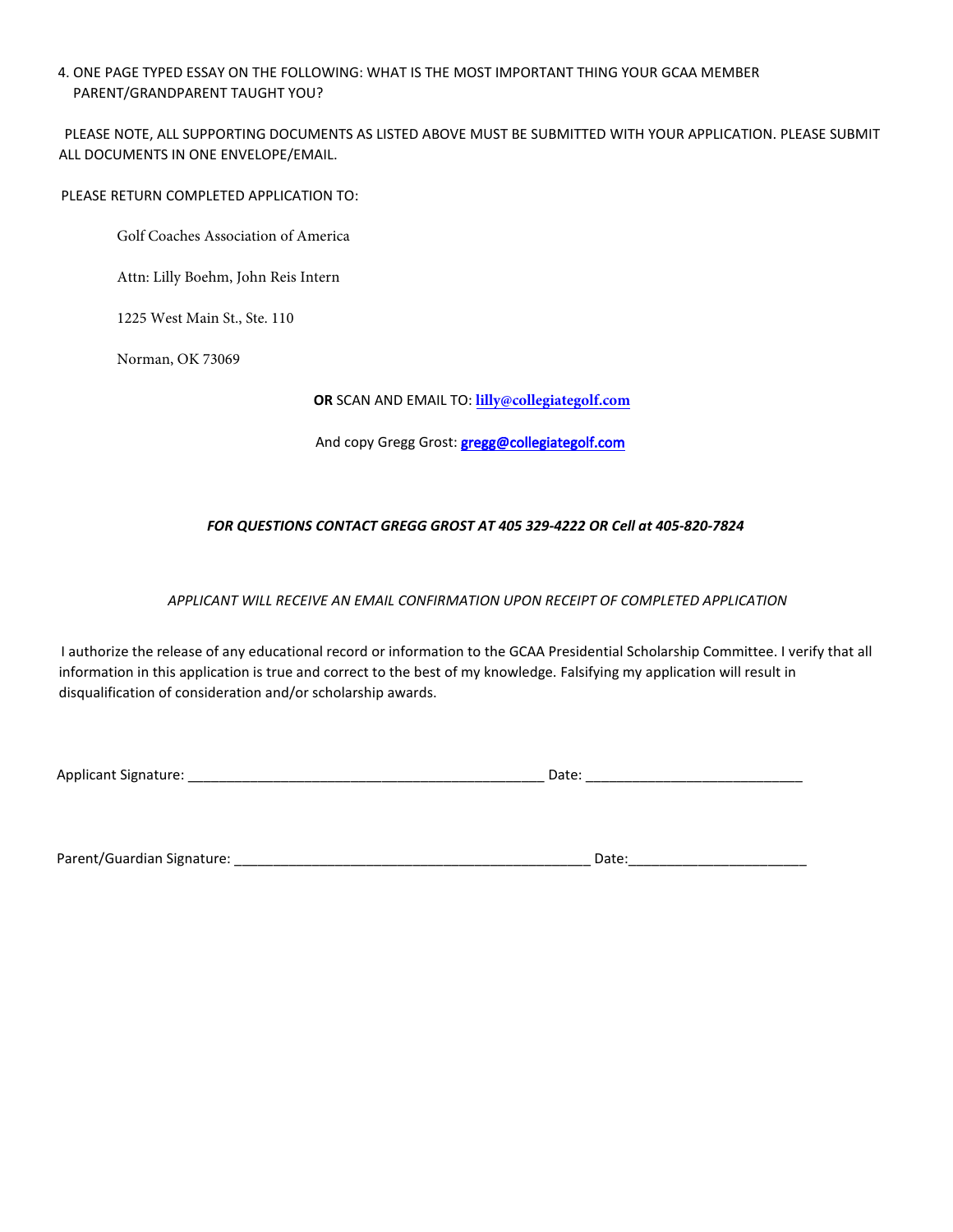4. ONE PAGE TYPED ESSAY ON THE FOLLOWING: WHAT IS THE MOST IMPORTANT THING YOUR GCAA MEMBER PARENT/GRANDPARENT TAUGHT YOU?

PLEASE NOTE, ALL SUPPORTING DOCUMENTS AS LISTED ABOVE MUST BE SUBMITTED WITH YOUR APPLICATION. PLEASE SUBMIT ALL DOCUMENTS IN ONE ENVELOPE/EMAIL.

PLEASE RETURN COMPLETED APPLICATION TO:

Golf Coaches Association of America

Attn: Lilly Boehm, John Reis Intern

1225 West Main St., Ste. 110

Norman, OK 73069

**OR** SCAN AND EMAIL TO: **lilly@collegiategolf.com**

And copy Gregg Grost: **gregg@collegiategolf.com**

***FOR QUESTIONS CONTACT GREGG GROST AT 405 329-4222 OR Cell at 405-820-7824***

*APPLICANT WILL RECEIVE AN EMAIL CONFIRMATION UPON RECEIPT OF COMPLETED APPLICATION*

I authorize the release of any educational record or information to the GCAA Presidential Scholarship Committee. I verify that all information in this application is true and correct to the best of my knowledge. Falsifying my application will result in disqualification of consideration and/or scholarship awards.

Applicant Signature: ______________________________________________ Date: ____________________________

Parent/Guardian Signature: ______________________________________________ Date:_______________________